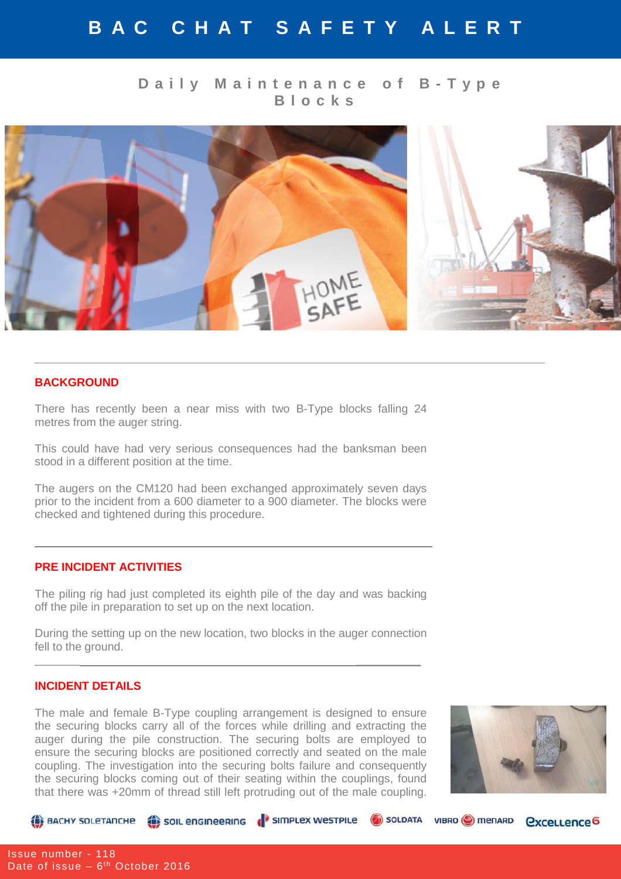# BAC CHAT SAFETY ALERT

## Daily Maintenance of B-Type Blocks

### BACKGROUND

There has recently been a near miss with two B-Type blocks falling 24 metres from the auger string.

This could have had very serious consequences had the banksman been stood in a different position at the time.

The augers on the CM120 had been exchanged approximately seven days prior to the incident from a 600 diameter to a 900 diameter. The blocks were checked and tightened during this procedure.

### PRE INCIDENT ACTIVITIES

The piling rig had just completed its eighth pile of the day and was backing off the pile in preparation to set up on the next location.

During the setting up on the new location, two blocks in the auger connection fell to the ground.

### INCIDENT DETAILS

The male and female B-Type coupling arrangement is designed to ensure the securing blocks carry all of the forces while drilling and extracting the auger during the pile construction. The securing bolts are employed to ensure the securing blocks are positioned correctly and seated on the male coupling. The investigation into the securing bolts failure and consequently the securing blocks coming out of their seating within the couplings, found that there was +20mm of thread still left protruding out of the male coupling.

BACHY SOLETANCHE · SOIL ENGINEERING · SIMPLEX WESTPILE · SOLDATA · VIBRO MENARD · Excellence6

Issue number - 118
Date of issue – 6th October 2016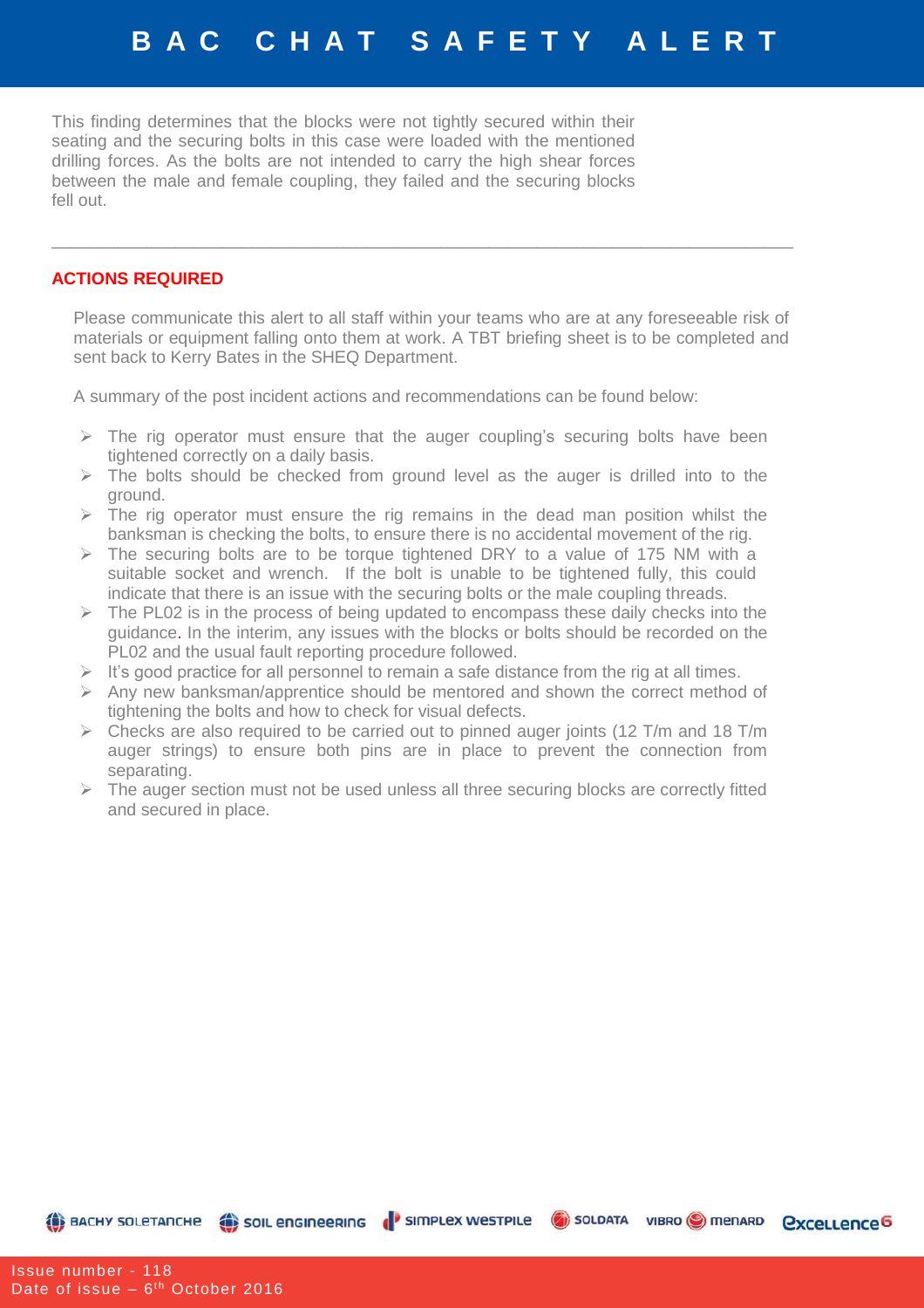This finding determines that the blocks were not tightly secured within their seating and the securing bolts in this case were loaded with the mentioned drilling forces. As the bolts are not intended to carry the high shear forces between the male and female coupling, they failed and the securing blocks fell out.

---

**ACTIONS REQUIRED**

Please communicate this alert to all staff within your teams who are at any foreseeable risk of materials or equipment falling onto them at work. A TBT briefing sheet is to be completed and sent back to Kerry Bates in the SHEQ Department.

A summary of the post incident actions and recommendations can be found below:

- The rig operator must ensure that the auger coupling's securing bolts have been tightened correctly on a daily basis.
- The bolts should be checked from ground level as the auger is drilled into to the ground.
- The rig operator must ensure the rig remains in the dead man position whilst the banksman is checking the bolts, to ensure there is no accidental movement of the rig.
- The securing bolts are to be torque tightened DRY to a value of 175 NM with a suitable socket and wrench. If the bolt is unable to be tightened fully, this could indicate that there is an issue with the securing bolts or the male coupling threads.
- The PL02 is in the process of being updated to encompass these daily checks into the guidance. In the interim, any issues with the blocks or bolts should be recorded on the PL02 and the usual fault reporting procedure followed.
- It's good practice for all personnel to remain a safe distance from the rig at all times.
- Any new banksman/apprentice should be mentored and shown the correct method of tightening the bolts and how to check for visual defects.
- Checks are also required to be carried out to pinned auger joints (12 T/m and 18 T/m auger strings) to ensure both pins are in place to prevent the connection from separating.
- The auger section must not be used unless all three securing blocks are correctly fitted and secured in place.